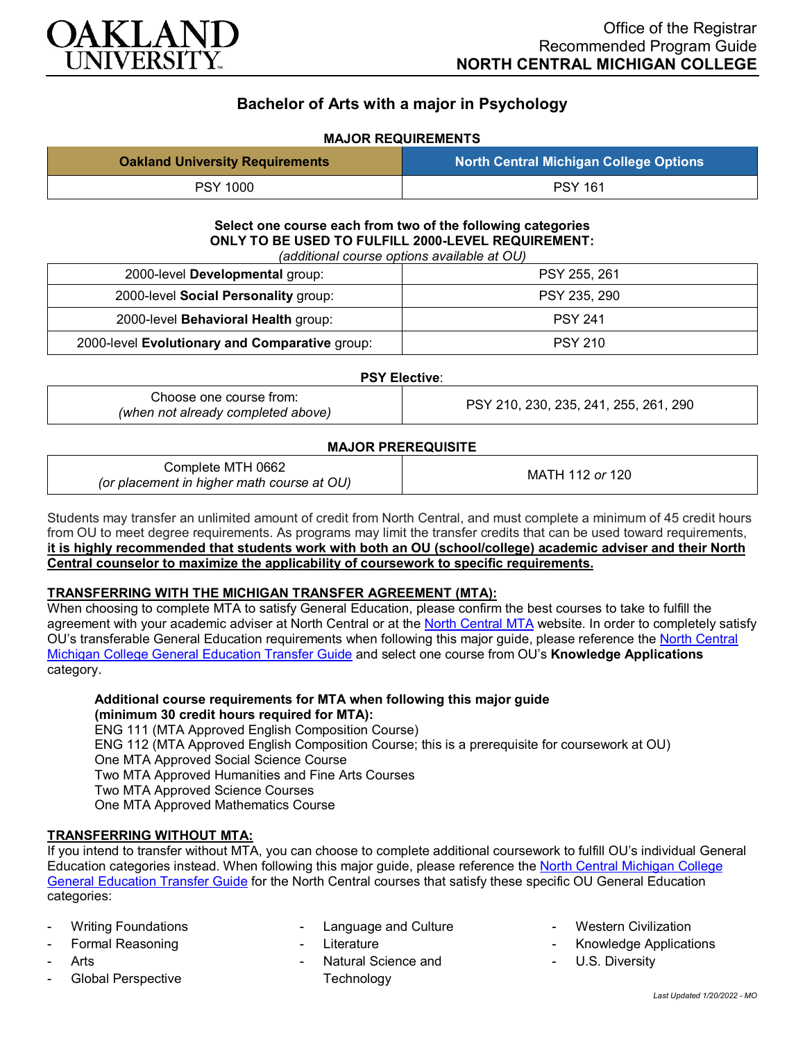Office of the Registrar
Recommended Program Guide
**NORTH CENTRAL MICHIGAN COLLEGE**

# Bachelor of Arts with a major in Psychology

## MAJOR REQUIREMENTS

| Oakland University Requirements | North Central Michigan College Options |
|---|---|
| PSY 1000 | PSY 161 |

**Select one course each from two of the following categories**
**ONLY TO BE USED TO FULFILL 2000-LEVEL REQUIREMENT:**
*(additional course options available at OU)*

| | |
|---|---|
| 2000-level **Developmental** group: | PSY 255, 261 |
| 2000-level **Social Personality** group: | PSY 235, 290 |
| 2000-level **Behavioral Health** group: | PSY 241 |
| 2000-level **Evolutionary and Comparative** group: | PSY 210 |

**PSY Elective**:

| | |
|---|---|
| Choose one course from: *(when not already completed above)* | PSY 210, 230, 235, 241, 255, 261, 290 |

**MAJOR PREREQUISITE**

| | |
|---|---|
| Complete MTH 0662 *(or placement in higher math course at OU)* | MATH 112 *or* 120 |

Students may transfer an unlimited amount of credit from North Central, and must complete a minimum of 45 credit hours from OU to meet degree requirements. As programs may limit the transfer credits that can be used toward requirements, **it is highly recommended that students work with both an OU (school/college) academic adviser and their North Central counselor to maximize the applicability of coursework to specific requirements.**

**TRANSFERRING WITH THE MICHIGAN TRANSFER AGREEMENT (MTA):**

When choosing to complete MTA to satisfy General Education, please confirm the best courses to take to fulfill the agreement with your academic adviser at North Central or at the North Central MTA website. In order to completely satisfy OU's transferable General Education requirements when following this major guide, please reference the North Central Michigan College General Education Transfer Guide and select one course from OU's **Knowledge Applications** category.

**Additional course requirements for MTA when following this major guide (minimum 30 credit hours required for MTA):**
ENG 111 (MTA Approved English Composition Course)
ENG 112 (MTA Approved English Composition Course; this is a prerequisite for coursework at OU)
One MTA Approved Social Science Course
Two MTA Approved Humanities and Fine Arts Courses
Two MTA Approved Science Courses
One MTA Approved Mathematics Course

**TRANSFERRING WITHOUT MTA:**

If you intend to transfer without MTA, you can choose to complete additional coursework to fulfill OU's individual General Education categories instead. When following this major guide, please reference the North Central Michigan College General Education Transfer Guide for the North Central courses that satisfy these specific OU General Education categories:

- Writing Foundations
- Formal Reasoning
- Arts
- Global Perspective
- Language and Culture
- Literature
- Natural Science and Technology
- Western Civilization
- Knowledge Applications
- U.S. Diversity

*Last Updated 1/20/2022 - MO*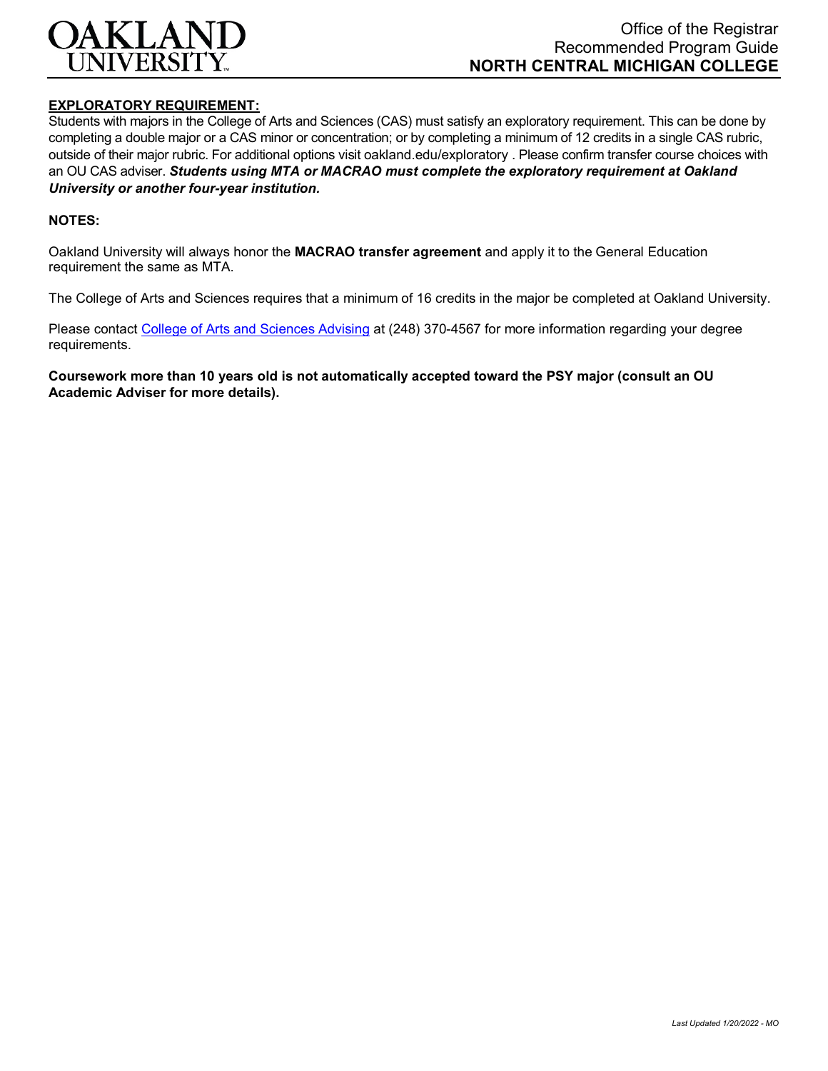**EXPLORATORY REQUIREMENT:**

Students with majors in the College of Arts and Sciences (CAS) must satisfy an exploratory requirement. This can be done by completing a double major or a CAS minor or concentration; or by completing a minimum of 12 credits in a single CAS rubric, outside of their major rubric. For additional options visit oakland.edu/exploratory . Please confirm transfer course choices with an OU CAS adviser. ***Students using MTA or MACRAO must complete the exploratory requirement at Oakland University or another four-year institution.***

**NOTES:**

Oakland University will always honor the **MACRAO transfer agreement** and apply it to the General Education requirement the same as MTA.

The College of Arts and Sciences requires that a minimum of 16 credits in the major be completed at Oakland University.

Please contact College of Arts and Sciences Advising at (248) 370-4567 for more information regarding your degree requirements.

**Coursework more than 10 years old is not automatically accepted toward the PSY major (consult an OU Academic Adviser for more details).**